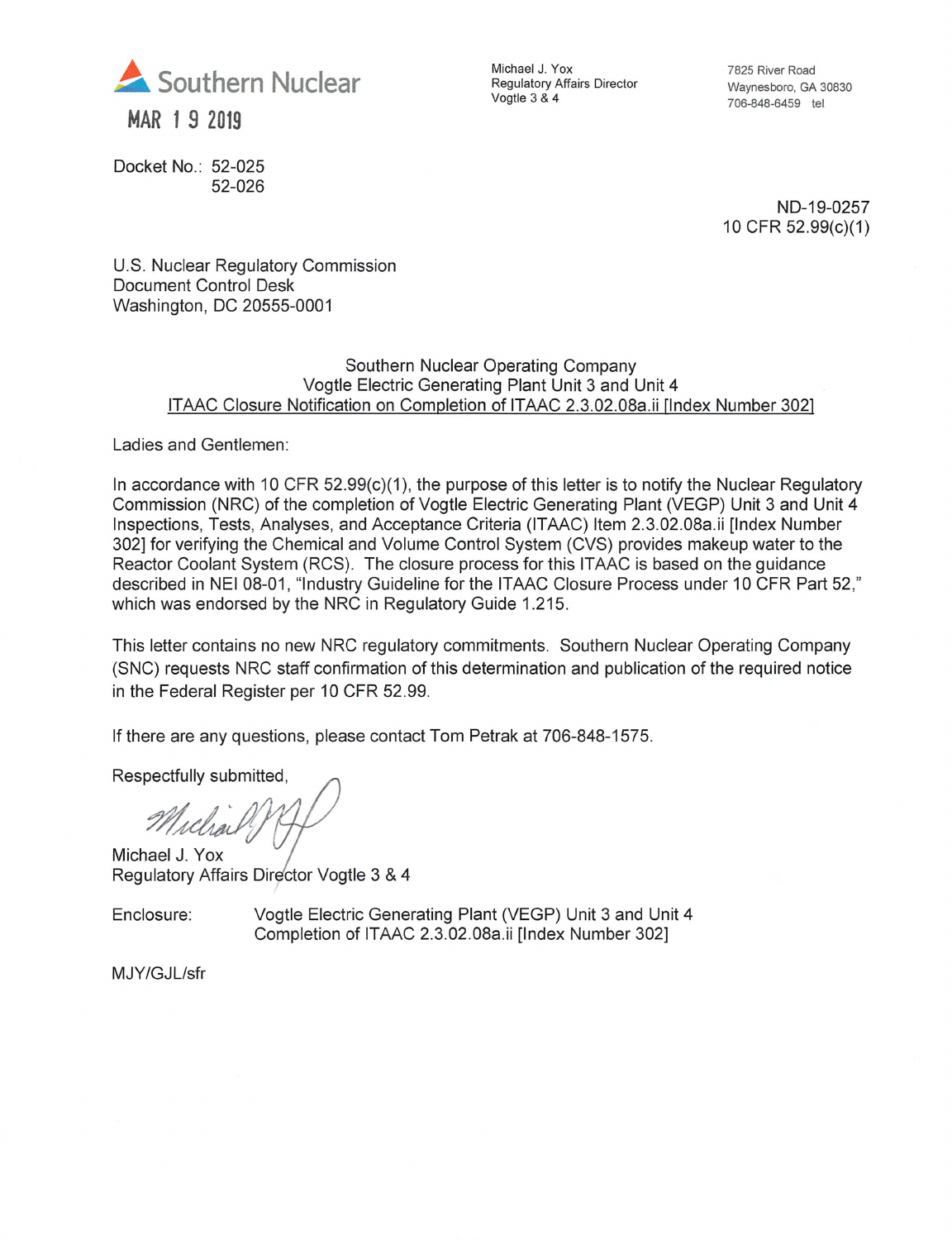Southern Nuclear

MAR 1 9 2019

Michael J. Yox
Regulatory Affairs Director
Vogtle 3 & 4

7825 River Road
Waynesboro, GA 30830
706-848-6459 tel

Docket No.: 52-025
52-026

ND-19-0257
10 CFR 52.99(c)(1)

U.S. Nuclear Regulatory Commission
Document Control Desk
Washington, DC 20555-0001

Southern Nuclear Operating Company
Vogtle Electric Generating Plant Unit 3 and Unit 4
ITAAC Closure Notification on Completion of ITAAC 2.3.02.08a.ii [Index Number 302]

Ladies and Gentlemen:

In accordance with 10 CFR 52.99(c)(1), the purpose of this letter is to notify the Nuclear Regulatory Commission (NRC) of the completion of Vogtle Electric Generating Plant (VEGP) Unit 3 and Unit 4 Inspections, Tests, Analyses, and Acceptance Criteria (ITAAC) Item 2.3.02.08a.ii [Index Number 302] for verifying the Chemical and Volume Control System (CVS) provides makeup water to the Reactor Coolant System (RCS). The closure process for this ITAAC is based on the guidance described in NEI 08-01, "Industry Guideline for the ITAAC Closure Process under 10 CFR Part 52," which was endorsed by the NRC in Regulatory Guide 1.215.

This letter contains no new NRC regulatory commitments. Southern Nuclear Operating Company (SNC) requests NRC staff confirmation of this determination and publication of the required notice in the Federal Register per 10 CFR 52.99.

If there are any questions, please contact Tom Petrak at 706-848-1575.

Respectfully submitted,

Michael J. Yox
Regulatory Affairs Director Vogtle 3 & 4

Enclosure: Vogtle Electric Generating Plant (VEGP) Unit 3 and Unit 4
Completion of ITAAC 2.3.02.08a.ii [Index Number 302]

MJY/GJL/sfr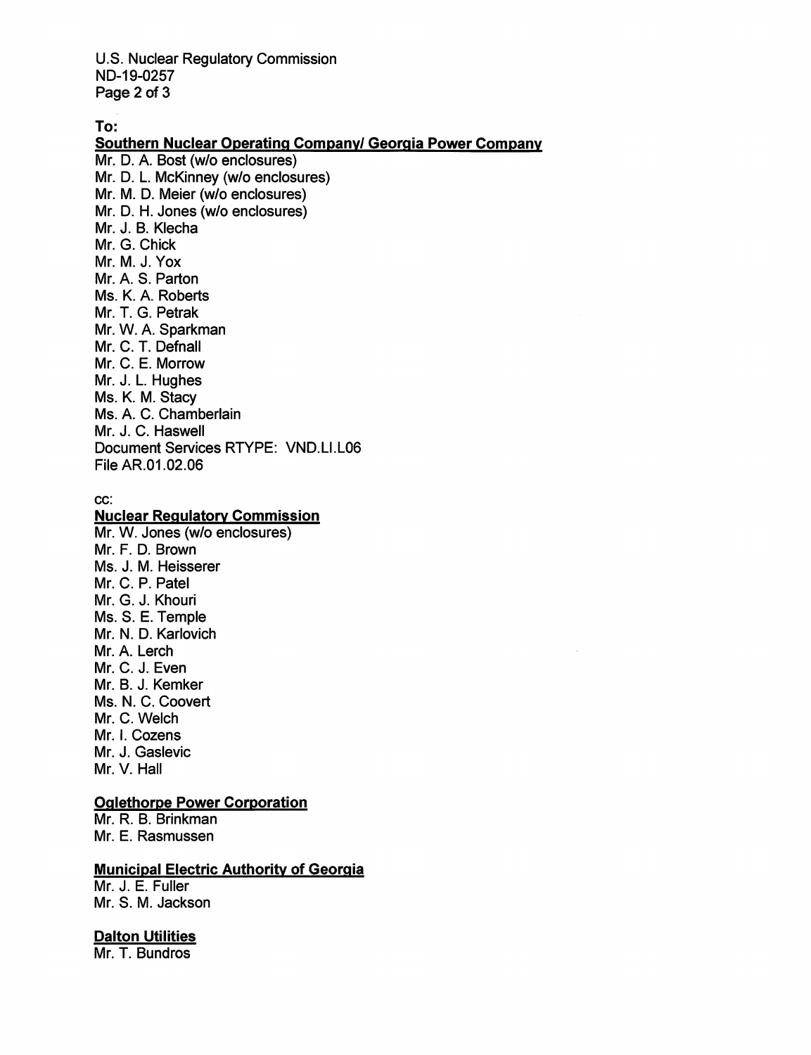**To:**

**Southern Nuclear Operating Company/ Georgia Power Company**

Mr. D. A. Bost (w/o enclosures)
Mr. D. L. McKinney (w/o enclosures)
Mr. M. D. Meier (w/o enclosures)
Mr. D. H. Jones (w/o enclosures)
Mr. J. B. Klecha
Mr. G. Chick
Mr. M. J. Yox
Mr. A. S. Parton
Ms. K. A. Roberts
Mr. T. G. Petrak
Mr. W. A. Sparkman
Mr. C. T. Defnall
Mr. C. E. Morrow
Mr. J. L. Hughes
Ms. K. M. Stacy
Ms. A. C. Chamberlain
Mr. J. C. Haswell
Document Services RTYPE: VND.LI.L06
File AR.01.02.06

cc:

**Nuclear Regulatory Commission**

Mr. W. Jones (w/o enclosures)
Mr. F. D. Brown
Ms. J. M. Heisserer
Mr. C. P. Patel
Mr. G. J. Khouri
Ms. S. E. Temple
Mr. N. D. Karlovich
Mr. A. Lerch
Mr. C. J. Even
Mr. B. J. Kemker
Ms. N. C. Coovert
Mr. C. Welch
Mr. I. Cozens
Mr. J. Gaslevic
Mr. V. Hall

**Oglethorpe Power Corporation**

Mr. R. B. Brinkman
Mr. E. Rasmussen

**Municipal Electric Authority of Georgia**

Mr. J. E. Fuller
Mr. S. M. Jackson

**Dalton Utilities**

Mr. T. Bundros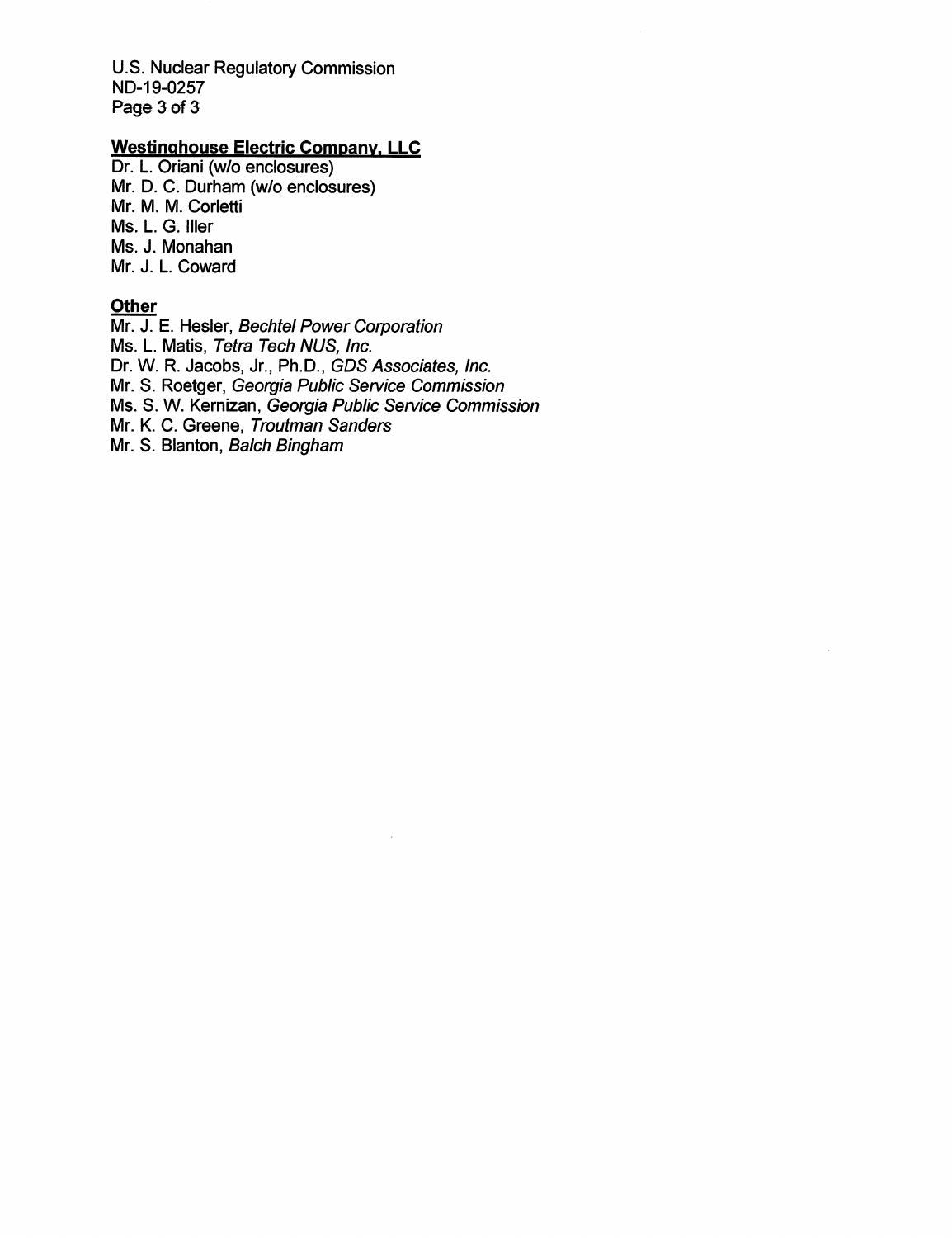**Westinghouse Electric Company, LLC**

Dr. L. Oriani (w/o enclosures)
Mr. D. C. Durham (w/o enclosures)
Mr. M. M. Corletti
Ms. L. G. Iller
Ms. J. Monahan
Mr. J. L. Coward

**Other**

Mr. J. E. Hesler, *Bechtel Power Corporation*
Ms. L. Matis, *Tetra Tech NUS, Inc.*
Dr. W. R. Jacobs, Jr., Ph.D., *GDS Associates, Inc.*
Mr. S. Roetger, *Georgia Public Service Commission*
Ms. S. W. Kernizan, *Georgia Public Service Commission*
Mr. K. C. Greene, *Troutman Sanders*
Mr. S. Blanton, *Balch Bingham*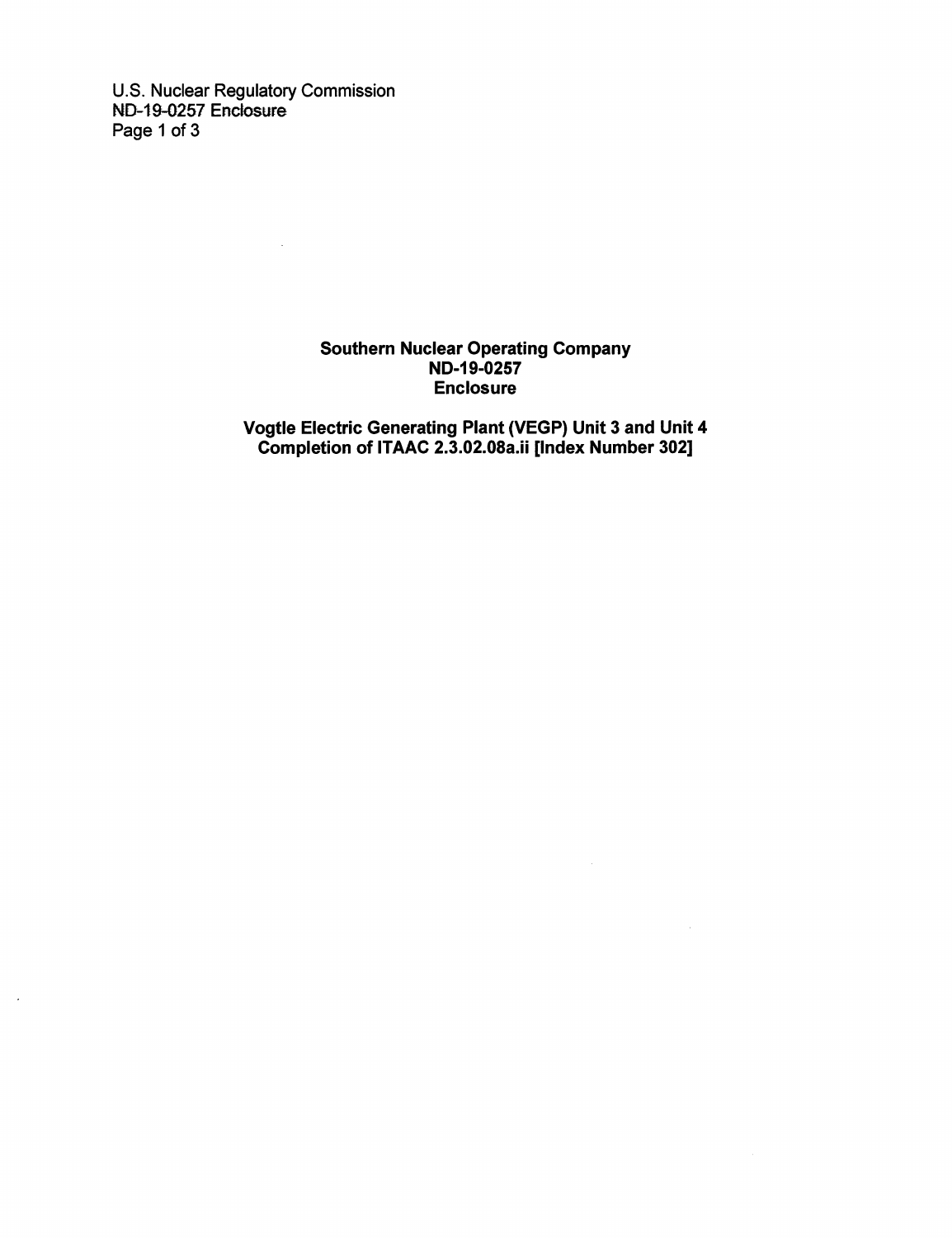**Southern Nuclear Operating Company**
**ND-19-0257**
**Enclosure**

**Vogtle Electric Generating Plant (VEGP) Unit 3 and Unit 4**
**Completion of ITAAC 2.3.02.08a.ii [Index Number 302]**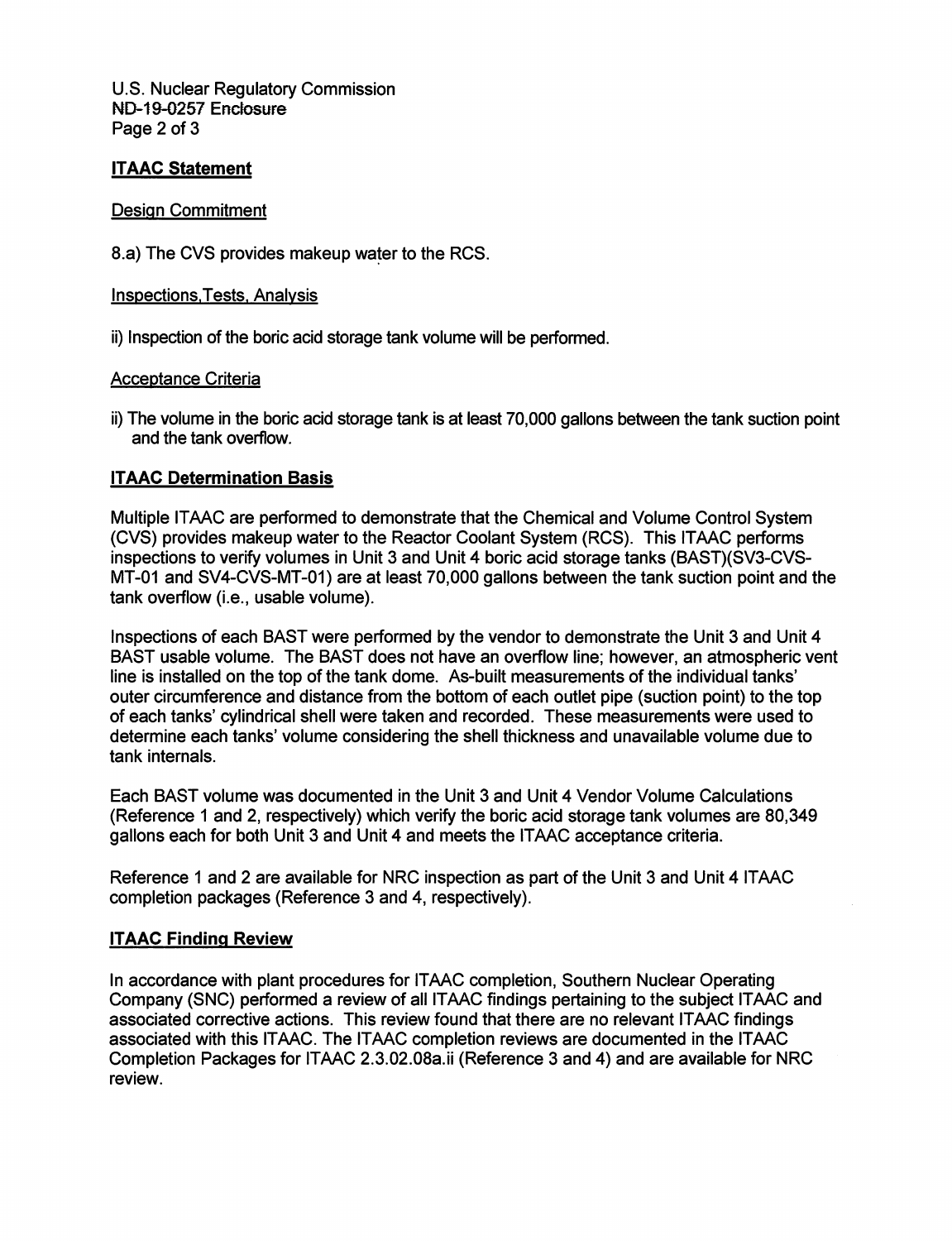## ITAAC Statement

### Design Commitment

8.a) The CVS provides makeup water to the RCS.

### Inspections,Tests, Analysis

ii) Inspection of the boric acid storage tank volume will be performed.

### Acceptance Criteria

ii) The volume in the boric acid storage tank is at least 70,000 gallons between the tank suction point and the tank overflow.

## ITAAC Determination Basis

Multiple ITAAC are performed to demonstrate that the Chemical and Volume Control System (CVS) provides makeup water to the Reactor Coolant System (RCS). This ITAAC performs inspections to verify volumes in Unit 3 and Unit 4 boric acid storage tanks (BAST)(SV3-CVS-MT-01 and SV4-CVS-MT-01) are at least 70,000 gallons between the tank suction point and the tank overflow (i.e., usable volume).

Inspections of each BAST were performed by the vendor to demonstrate the Unit 3 and Unit 4 BAST usable volume. The BAST does not have an overflow line; however, an atmospheric vent line is installed on the top of the tank dome. As-built measurements of the individual tanks' outer circumference and distance from the bottom of each outlet pipe (suction point) to the top of each tanks' cylindrical shell were taken and recorded. These measurements were used to determine each tanks' volume considering the shell thickness and unavailable volume due to tank internals.

Each BAST volume was documented in the Unit 3 and Unit 4 Vendor Volume Calculations (Reference 1 and 2, respectively) which verify the boric acid storage tank volumes are 80,349 gallons each for both Unit 3 and Unit 4 and meets the ITAAC acceptance criteria.

Reference 1 and 2 are available for NRC inspection as part of the Unit 3 and Unit 4 ITAAC completion packages (Reference 3 and 4, respectively).

## ITAAC Finding Review

In accordance with plant procedures for ITAAC completion, Southern Nuclear Operating Company (SNC) performed a review of all ITAAC findings pertaining to the subject ITAAC and associated corrective actions. This review found that there are no relevant ITAAC findings associated with this ITAAC. The ITAAC completion reviews are documented in the ITAAC Completion Packages for ITAAC 2.3.02.08a.ii (Reference 3 and 4) and are available for NRC review.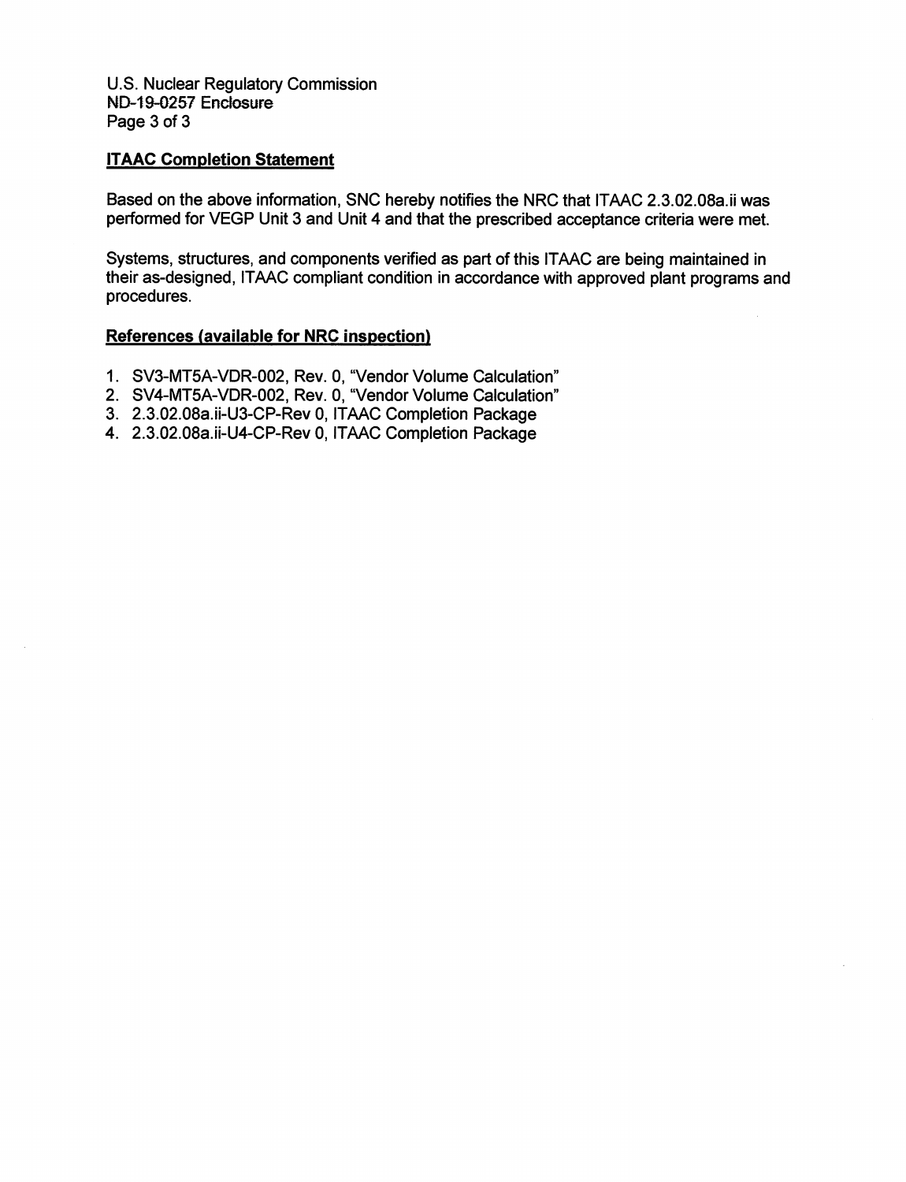**ITAAC Completion Statement**

Based on the above information, SNC hereby notifies the NRC that ITAAC 2.3.02.08a.ii was performed for VEGP Unit 3 and Unit 4 and that the prescribed acceptance criteria were met.

Systems, structures, and components verified as part of this ITAAC are being maintained in their as-designed, ITAAC compliant condition in accordance with approved plant programs and procedures.

**References (available for NRC inspection)**

1. SV3-MT5A-VDR-002, Rev. 0, "Vendor Volume Calculation"
2. SV4-MT5A-VDR-002, Rev. 0, "Vendor Volume Calculation"
3. 2.3.02.08a.ii-U3-CP-Rev 0, ITAAC Completion Package
4. 2.3.02.08a.ii-U4-CP-Rev 0, ITAAC Completion Package